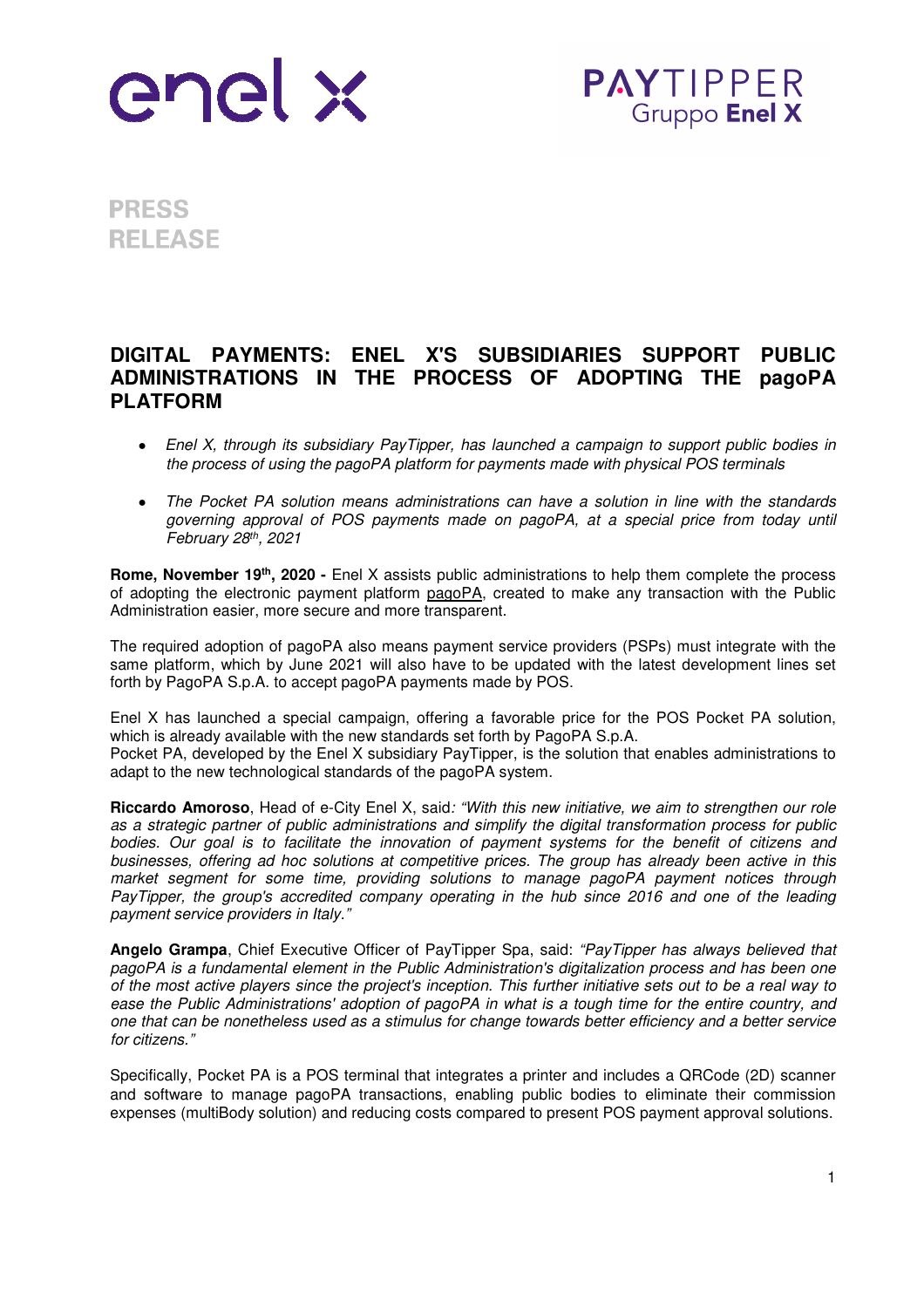enel x

PAYTIPPER Gruppo Enel X

PRESS RELEASE

# DIGITAL PAYMENTS: ENEL X'S SUBSIDIARIES SUPPORT PUBLIC ADMINISTRATIONS IN THE PROCESS OF ADOPTING THE pagoPA PLATFORM

- *Enel X, through its subsidiary PayTipper, has launched a campaign to support public bodies in the process of using the pagoPA platform for payments made with physical POS terminals*
- *The Pocket PA solution means administrations can have a solution in line with the standards governing approval of POS payments made on pagoPA, at a special price from today until February 28th, 2021*

**Rome, November 19th, 2020 -** Enel X assists public administrations to help them complete the process of adopting the electronic payment platform pagoPA, created to make any transaction with the Public Administration easier, more secure and more transparent.

The required adoption of pagoPA also means payment service providers (PSPs) must integrate with the same platform, which by June 2021 will also have to be updated with the latest development lines set forth by PagoPA S.p.A. to accept pagoPA payments made by POS.

Enel X has launched a special campaign, offering a favorable price for the POS Pocket PA solution, which is already available with the new standards set forth by PagoPA S.p.A.
Pocket PA, developed by the Enel X subsidiary PayTipper, is the solution that enables administrations to adapt to the new technological standards of the pagoPA system.

**Riccardo Amoroso**, Head of e-City Enel X, said*: "With this new initiative, we aim to strengthen our role as a strategic partner of public administrations and simplify the digital transformation process for public bodies. Our goal is to facilitate the innovation of payment systems for the benefit of citizens and businesses, offering ad hoc solutions at competitive prices. The group has already been active in this market segment for some time, providing solutions to manage pagoPA payment notices through PayTipper, the group's accredited company operating in the hub since 2016 and one of the leading payment service providers in Italy."*

**Angelo Grampa**, Chief Executive Officer of PayTipper Spa, said: *"PayTipper has always believed that pagoPA is a fundamental element in the Public Administration's digitalization process and has been one of the most active players since the project's inception. This further initiative sets out to be a real way to ease the Public Administrations' adoption of pagoPA in what is a tough time for the entire country, and one that can be nonetheless used as a stimulus for change towards better efficiency and a better service for citizens."*

Specifically, Pocket PA is a POS terminal that integrates a printer and includes a QRCode (2D) scanner and software to manage pagoPA transactions, enabling public bodies to eliminate their commission expenses (multiBody solution) and reducing costs compared to present POS payment approval solutions.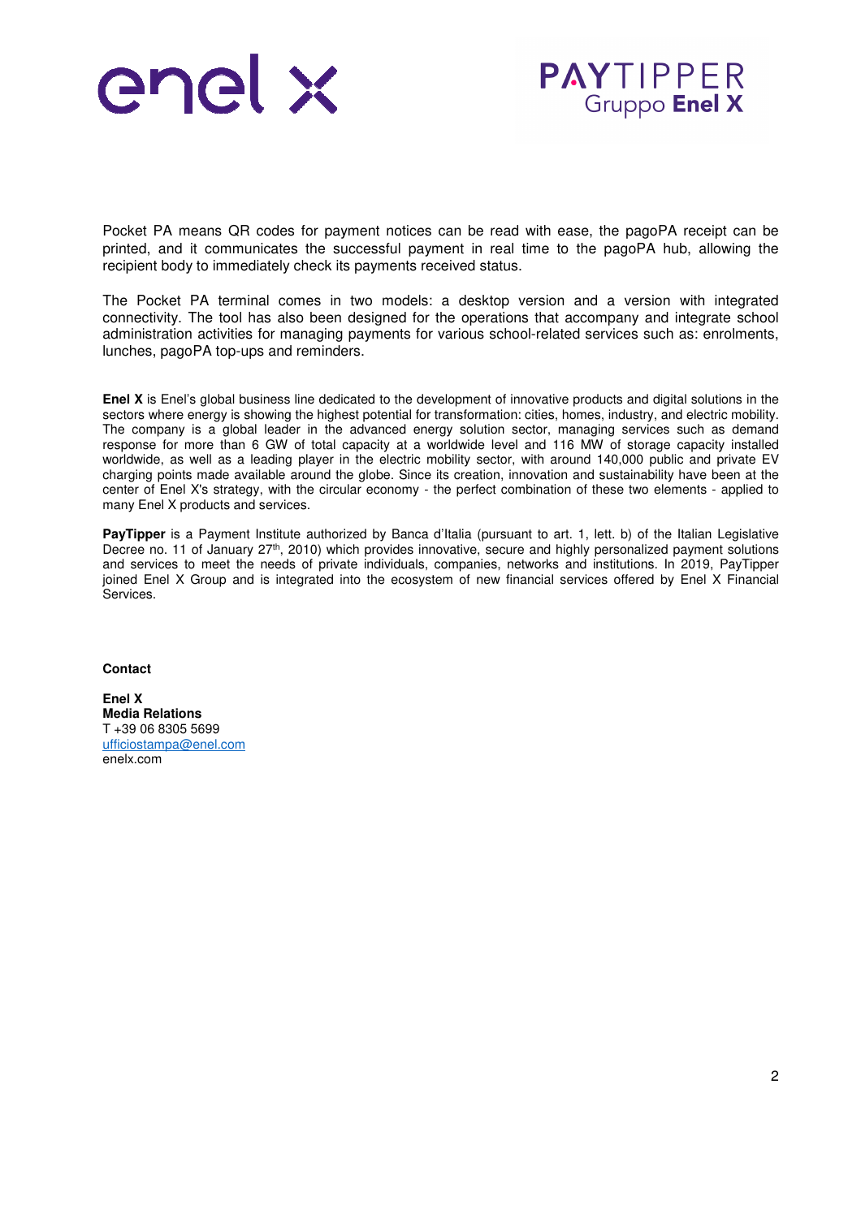Pocket PA means QR codes for payment notices can be read with ease, the pagoPA receipt can be printed, and it communicates the successful payment in real time to the pagoPA hub, allowing the recipient body to immediately check its payments received status.

The Pocket PA terminal comes in two models: a desktop version and a version with integrated connectivity. The tool has also been designed for the operations that accompany and integrate school administration activities for managing payments for various school-related services such as: enrolments, lunches, pagoPA top-ups and reminders.

**Enel X** is Enel's global business line dedicated to the development of innovative products and digital solutions in the sectors where energy is showing the highest potential for transformation: cities, homes, industry, and electric mobility. The company is a global leader in the advanced energy solution sector, managing services such as demand response for more than 6 GW of total capacity at a worldwide level and 116 MW of storage capacity installed worldwide, as well as a leading player in the electric mobility sector, with around 140,000 public and private EV charging points made available around the globe. Since its creation, innovation and sustainability have been at the center of Enel X's strategy, with the circular economy - the perfect combination of these two elements - applied to many Enel X products and services.

**PayTipper** is a Payment Institute authorized by Banca d'Italia (pursuant to art. 1, lett. b) of the Italian Legislative Decree no. 11 of January 27th, 2010) which provides innovative, secure and highly personalized payment solutions and services to meet the needs of private individuals, companies, networks and institutions. In 2019, PayTipper joined Enel X Group and is integrated into the ecosystem of new financial services offered by Enel X Financial Services.

**Contact**

**Enel X**
**Media Relations**
T +39 06 8305 5699
ufficiostampa@enel.com
enelx.com